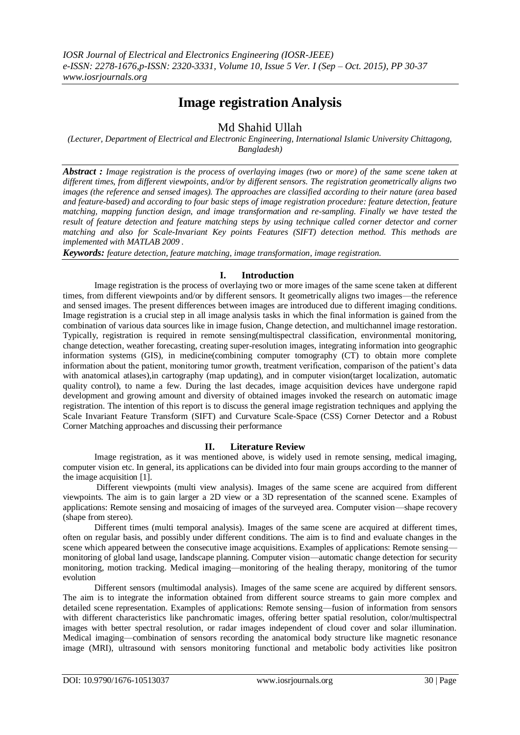# Image registration Analysis

Md Shahid Ullah

*(Lecturer, Department of Electrical and Electronic Engineering, International Islamic University Chittagong, Bangladesh)*

***Abstract :*** *Image registration is the process of overlaying images (two or more) of the same scene taken at different times, from different viewpoints, and/or by different sensors. The registration geometrically aligns two images (the reference and sensed images). The approaches are classified according to their nature (area based and feature-based) and according to four basic steps of image registration procedure: feature detection, feature matching, mapping function design, and image transformation and re-sampling. Finally we have tested the result of feature detection and feature matching steps by using technique called corner detector and corner matching and also for Scale-Invariant Key points Features (SIFT) detection method. This methods are implemented with MATLAB 2009 .*

***Keywords:*** *feature detection, feature matching, image transformation, image registration.*

## I. Introduction

Image registration is the process of overlaying two or more images of the same scene taken at different times, from different viewpoints and/or by different sensors. It geometrically aligns two images—the reference and sensed images. The present differences between images are introduced due to different imaging conditions. Image registration is a crucial step in all image analysis tasks in which the final information is gained from the combination of various data sources like in image fusion, Change detection, and multichannel image restoration. Typically, registration is required in remote sensing(multispectral classification, environmental monitoring, change detection, weather forecasting, creating super-resolution images, integrating information into geographic information systems (GIS), in medicine(combining computer tomography (CT) to obtain more complete information about the patient, monitoring tumor growth, treatment verification, comparison of the patient's data with anatomical atlases),in cartography (map updating), and in computer vision(target localization, automatic quality control), to name a few. During the last decades, image acquisition devices have undergone rapid development and growing amount and diversity of obtained images invoked the research on automatic image registration. The intention of this report is to discuss the general image registration techniques and applying the Scale Invariant Feature Transform (SIFT) and Curvature Scale-Space (CSS) Corner Detector and a Robust Corner Matching approaches and discussing their performance

## II. Literature Review

Image registration, as it was mentioned above, is widely used in remote sensing, medical imaging, computer vision etc. In general, its applications can be divided into four main groups according to the manner of the image acquisition [1].

Different viewpoints (multi view analysis). Images of the same scene are acquired from different viewpoints. The aim is to gain larger a 2D view or a 3D representation of the scanned scene. Examples of applications: Remote sensing and mosaicing of images of the surveyed area. Computer vision—shape recovery (shape from stereo).

Different times (multi temporal analysis). Images of the same scene are acquired at different times, often on regular basis, and possibly under different conditions. The aim is to find and evaluate changes in the scene which appeared between the consecutive image acquisitions. Examples of applications: Remote sensing—monitoring of global land usage, landscape planning. Computer vision—automatic change detection for security monitoring, motion tracking. Medical imaging—monitoring of the healing therapy, monitoring of the tumor evolution

Different sensors (multimodal analysis). Images of the same scene are acquired by different sensors. The aim is to integrate the information obtained from different source streams to gain more complex and detailed scene representation. Examples of applications: Remote sensing—fusion of information from sensors with different characteristics like panchromatic images, offering better spatial resolution, color/multispectral images with better spectral resolution, or radar images independent of cloud cover and solar illumination. Medical imaging—combination of sensors recording the anatomical body structure like magnetic resonance image (MRI), ultrasound with sensors monitoring functional and metabolic body activities like positron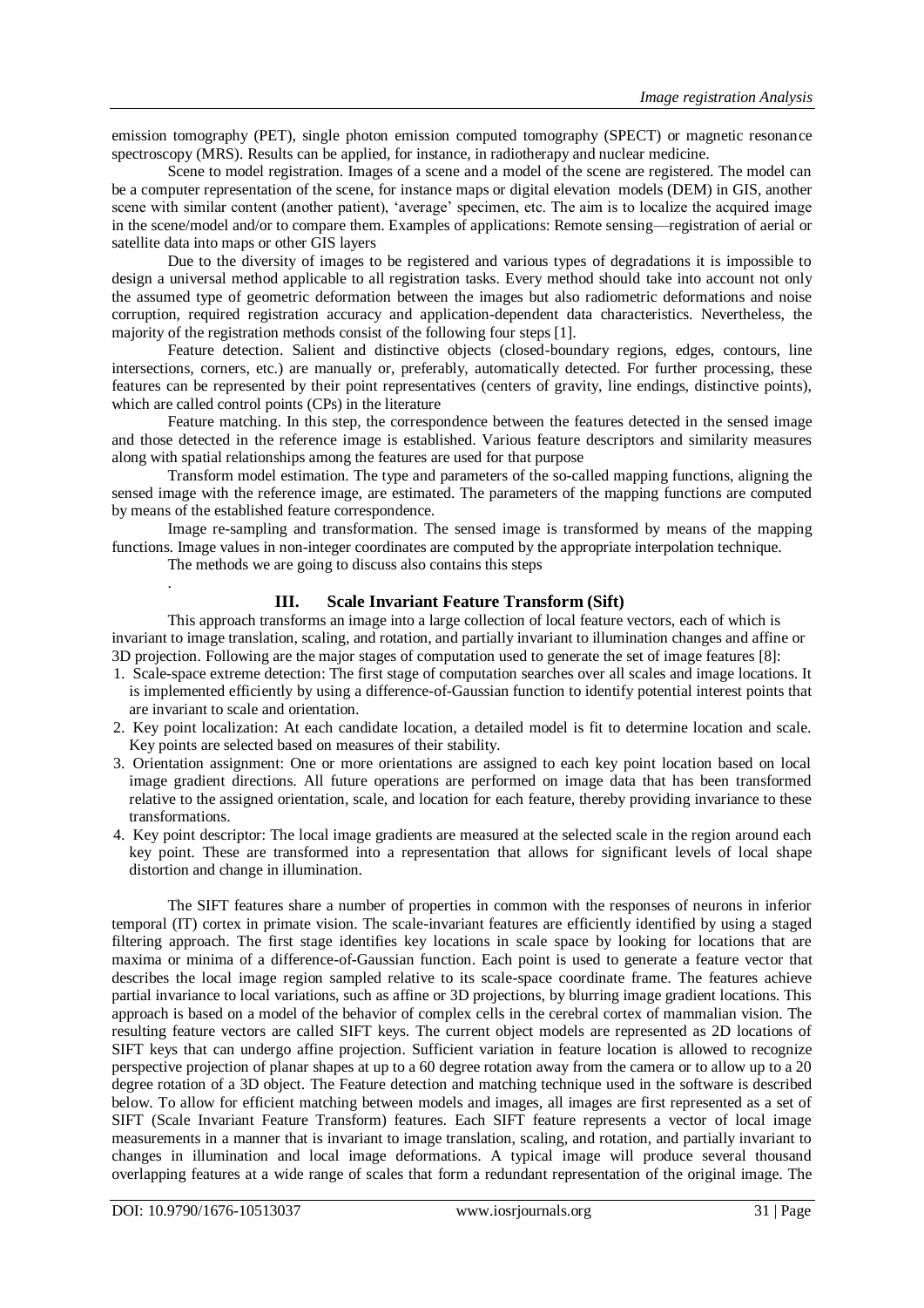emission tomography (PET), single photon emission computed tomography (SPECT) or magnetic resonance spectroscopy (MRS). Results can be applied, for instance, in radiotherapy and nuclear medicine.

Scene to model registration. Images of a scene and a model of the scene are registered. The model can be a computer representation of the scene, for instance maps or digital elevation models (DEM) in GIS, another scene with similar content (another patient), 'average' specimen, etc. The aim is to localize the acquired image in the scene/model and/or to compare them. Examples of applications: Remote sensing—registration of aerial or satellite data into maps or other GIS layers

Due to the diversity of images to be registered and various types of degradations it is impossible to design a universal method applicable to all registration tasks. Every method should take into account not only the assumed type of geometric deformation between the images but also radiometric deformations and noise corruption, required registration accuracy and application-dependent data characteristics. Nevertheless, the majority of the registration methods consist of the following four steps [1].

Feature detection. Salient and distinctive objects (closed-boundary regions, edges, contours, line intersections, corners, etc.) are manually or, preferably, automatically detected. For further processing, these features can be represented by their point representatives (centers of gravity, line endings, distinctive points), which are called control points (CPs) in the literature

Feature matching. In this step, the correspondence between the features detected in the sensed image and those detected in the reference image is established. Various feature descriptors and similarity measures along with spatial relationships among the features are used for that purpose

Transform model estimation. The type and parameters of the so-called mapping functions, aligning the sensed image with the reference image, are estimated. The parameters of the mapping functions are computed by means of the established feature correspondence.

Image re-sampling and transformation. The sensed image is transformed by means of the mapping functions. Image values in non-integer coordinates are computed by the appropriate interpolation technique.

The methods we are going to discuss also contains this steps

.

## III. Scale Invariant Feature Transform (Sift)

This approach transforms an image into a large collection of local feature vectors, each of which is invariant to image translation, scaling, and rotation, and partially invariant to illumination changes and affine or 3D projection. Following are the major stages of computation used to generate the set of image features [8]:

1. Scale-space extreme detection: The first stage of computation searches over all scales and image locations. It is implemented efficiently by using a difference-of-Gaussian function to identify potential interest points that are invariant to scale and orientation.
2. Key point localization: At each candidate location, a detailed model is fit to determine location and scale. Key points are selected based on measures of their stability.
3. Orientation assignment: One or more orientations are assigned to each key point location based on local image gradient directions. All future operations are performed on image data that has been transformed relative to the assigned orientation, scale, and location for each feature, thereby providing invariance to these transformations.
4. Key point descriptor: The local image gradients are measured at the selected scale in the region around each key point. These are transformed into a representation that allows for significant levels of local shape distortion and change in illumination.

The SIFT features share a number of properties in common with the responses of neurons in inferior temporal (IT) cortex in primate vision. The scale-invariant features are efficiently identified by using a staged filtering approach. The first stage identifies key locations in scale space by looking for locations that are maxima or minima of a difference-of-Gaussian function. Each point is used to generate a feature vector that describes the local image region sampled relative to its scale-space coordinate frame. The features achieve partial invariance to local variations, such as affine or 3D projections, by blurring image gradient locations. This approach is based on a model of the behavior of complex cells in the cerebral cortex of mammalian vision. The resulting feature vectors are called SIFT keys. The current object models are represented as 2D locations of SIFT keys that can undergo affine projection. Sufficient variation in feature location is allowed to recognize perspective projection of planar shapes at up to a 60 degree rotation away from the camera or to allow up to a 20 degree rotation of a 3D object. The Feature detection and matching technique used in the software is described below. To allow for efficient matching between models and images, all images are first represented as a set of SIFT (Scale Invariant Feature Transform) features. Each SIFT feature represents a vector of local image measurements in a manner that is invariant to image translation, scaling, and rotation, and partially invariant to changes in illumination and local image deformations. A typical image will produce several thousand overlapping features at a wide range of scales that form a redundant representation of the original image. The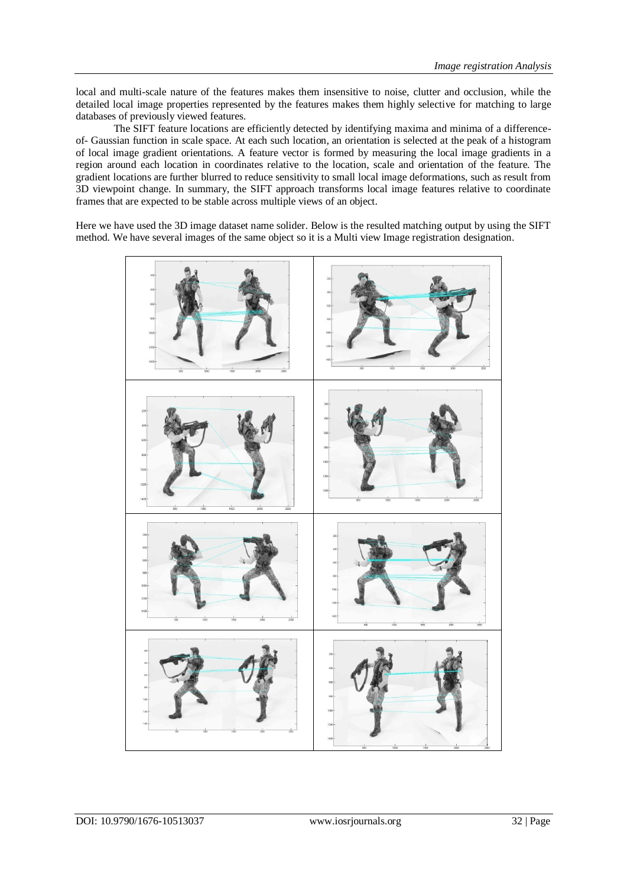local and multi-scale nature of the features makes them insensitive to noise, clutter and occlusion, while the detailed local image properties represented by the features makes them highly selective for matching to large databases of previously viewed features.

The SIFT feature locations are efficiently detected by identifying maxima and minima of a difference-of- Gaussian function in scale space. At each such location, an orientation is selected at the peak of a histogram of local image gradient orientations. A feature vector is formed by measuring the local image gradients in a region around each location in coordinates relative to the location, scale and orientation of the feature. The gradient locations are further blurred to reduce sensitivity to small local image deformations, such as result from 3D viewpoint change. In summary, the SIFT approach transforms local image features relative to coordinate frames that are expected to be stable across multiple views of an object.

Here we have used the 3D image dataset name solider. Below is the resulted matching output by using the SIFT method. We have several images of the same object so it is a Multi view Image registration designation.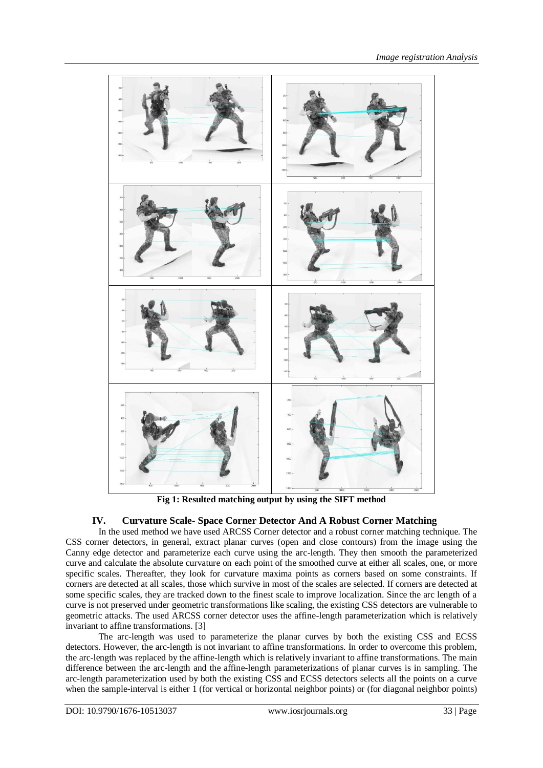Fig 1: Resulted matching output by using the SIFT method

## IV. Curvature Scale- Space Corner Detector And A Robust Corner Matching

In the used method we have used ARCSS Corner detector and a robust corner matching technique. The CSS corner detectors, in general, extract planar curves (open and close contours) from the image using the Canny edge detector and parameterize each curve using the arc-length. They then smooth the parameterized curve and calculate the absolute curvature on each point of the smoothed curve at either all scales, one, or more specific scales. Thereafter, they look for curvature maxima points as corners based on some constraints. If corners are detected at all scales, those which survive in most of the scales are selected. If corners are detected at some specific scales, they are tracked down to the finest scale to improve localization. Since the arc length of a curve is not preserved under geometric transformations like scaling, the existing CSS detectors are vulnerable to geometric attacks. The used ARCSS corner detector uses the affine-length parameterization which is relatively invariant to affine transformations. [3]

The arc-length was used to parameterize the planar curves by both the existing CSS and ECSS detectors. However, the arc-length is not invariant to affine transformations. In order to overcome this problem, the arc-length was replaced by the affine-length which is relatively invariant to affine transformations. The main difference between the arc-length and the affine-length parameterizations of planar curves is in sampling. The arc-length parameterization used by both the existing CSS and ECSS detectors selects all the points on a curve when the sample-interval is either 1 (for vertical or horizontal neighbor points) or (for diagonal neighbor points)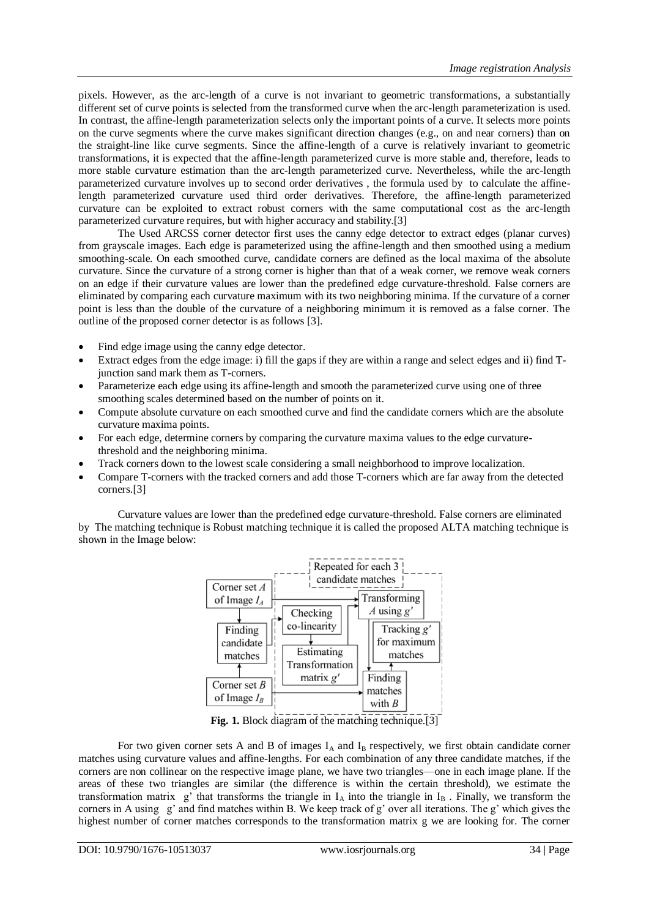pixels. However, as the arc-length of a curve is not invariant to geometric transformations, a substantially different set of curve points is selected from the transformed curve when the arc-length parameterization is used. In contrast, the affine-length parameterization selects only the important points of a curve. It selects more points on the curve segments where the curve makes significant direction changes (e.g., on and near corners) than on the straight-line like curve segments. Since the affine-length of a curve is relatively invariant to geometric transformations, it is expected that the affine-length parameterized curve is more stable and, therefore, leads to more stable curvature estimation than the arc-length parameterized curve. Nevertheless, while the arc-length parameterized curvature involves up to second order derivatives , the formula used by to calculate the affine-length parameterized curvature used third order derivatives. Therefore, the affine-length parameterized curvature can be exploited to extract robust corners with the same computational cost as the arc-length parameterized curvature requires, but with higher accuracy and stability.[3]

The Used ARCSS corner detector first uses the canny edge detector to extract edges (planar curves) from grayscale images. Each edge is parameterized using the affine-length and then smoothed using a medium smoothing-scale. On each smoothed curve, candidate corners are defined as the local maxima of the absolute curvature. Since the curvature of a strong corner is higher than that of a weak corner, we remove weak corners on an edge if their curvature values are lower than the predefined edge curvature-threshold. False corners are eliminated by comparing each curvature maximum with its two neighboring minima. If the curvature of a corner point is less than the double of the curvature of a neighboring minimum it is removed as a false corner. The outline of the proposed corner detector is as follows [3].

- Find edge image using the canny edge detector.
- Extract edges from the edge image: i) fill the gaps if they are within a range and select edges and ii) find T-junction sand mark them as T-corners.
- Parameterize each edge using its affine-length and smooth the parameterized curve using one of three smoothing scales determined based on the number of points on it.
- Compute absolute curvature on each smoothed curve and find the candidate corners which are the absolute curvature maxima points.
- For each edge, determine corners by comparing the curvature maxima values to the edge curvature-threshold and the neighboring minima.
- Track corners down to the lowest scale considering a small neighborhood to improve localization.
- Compare T-corners with the tracked corners and add those T-corners which are far away from the detected corners.[3]

Curvature values are lower than the predefined edge curvature-threshold. False corners are eliminated by The matching technique is Robust matching technique it is called the proposed ALTA matching technique is shown in the Image below:

**Fig. 1.** Block diagram of the matching technique.[3]

For two given corner sets A and B of images $I_A$ and $I_B$ respectively, we first obtain candidate corner matches using curvature values and affine-lengths. For each combination of any three candidate matches, if the corners are non collinear on the respective image plane, we have two triangles—one in each image plane. If the areas of these two triangles are similar (the difference is within the certain threshold), we estimate the transformation matrix g' that transforms the triangle in $I_A$ into the triangle in $I_B$ . Finally, we transform the corners in A using g' and find matches within B. We keep track of g' over all iterations. The g' which gives the highest number of corner matches corresponds to the transformation matrix g we are looking for. The corner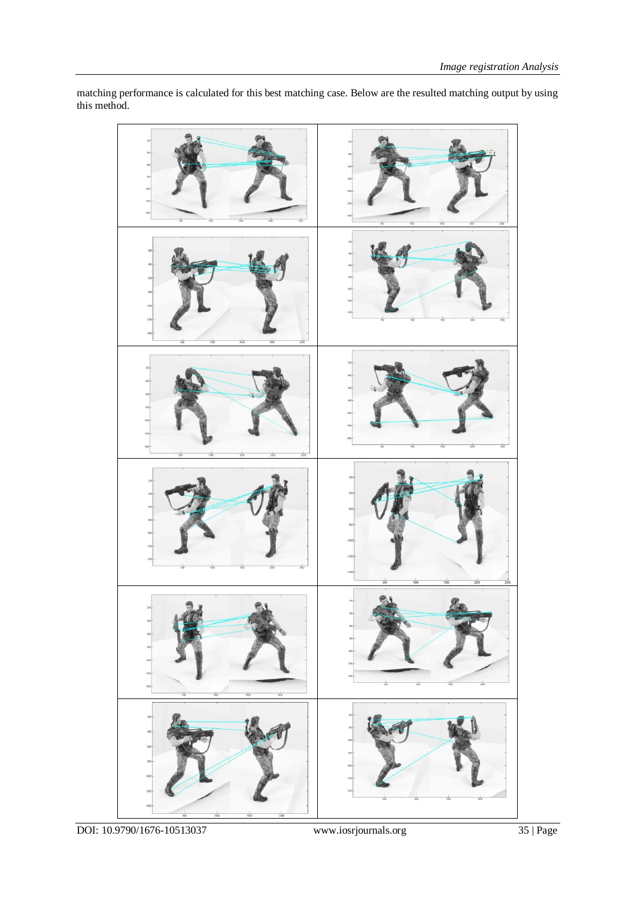matching performance is calculated for this best matching case. Below are the resulted matching output by using this method.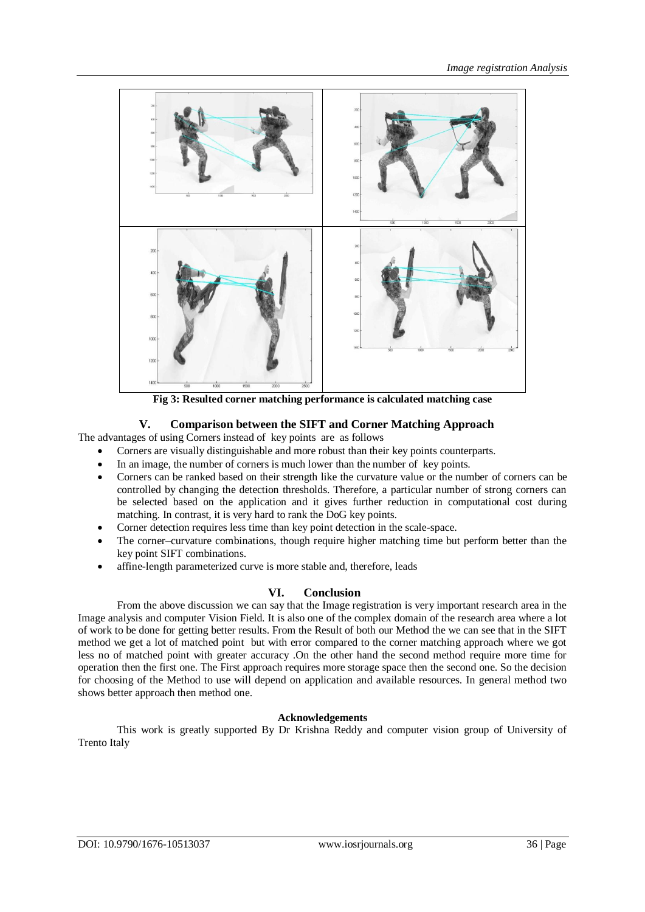**Fig 3: Resulted corner matching performance is calculated matching case**

## V. Comparison between the SIFT and Corner Matching Approach

The advantages of using Corners instead of key points are as follows

- Corners are visually distinguishable and more robust than their key points counterparts.
- In an image, the number of corners is much lower than the number of key points.
- Corners can be ranked based on their strength like the curvature value or the number of corners can be controlled by changing the detection thresholds. Therefore, a particular number of strong corners can be selected based on the application and it gives further reduction in computational cost during matching. In contrast, it is very hard to rank the DoG key points.
- Corner detection requires less time than key point detection in the scale-space.
- The corner–curvature combinations, though require higher matching time but perform better than the key point SIFT combinations.
- affine-length parameterized curve is more stable and, therefore, leads

## VI. Conclusion

From the above discussion we can say that the Image registration is very important research area in the Image analysis and computer Vision Field. It is also one of the complex domain of the research area where a lot of work to be done for getting better results. From the Result of both our Method the we can see that in the SIFT method we get a lot of matched point but with error compared to the corner matching approach where we got less no of matched point with greater accuracy .On the other hand the second method require more time for operation then the first one. The First approach requires more storage space then the second one. So the decision for choosing of the Method to use will depend on application and available resources. In general method two shows better approach then method one.

### Acknowledgements

This work is greatly supported By Dr Krishna Reddy and computer vision group of University of Trento Italy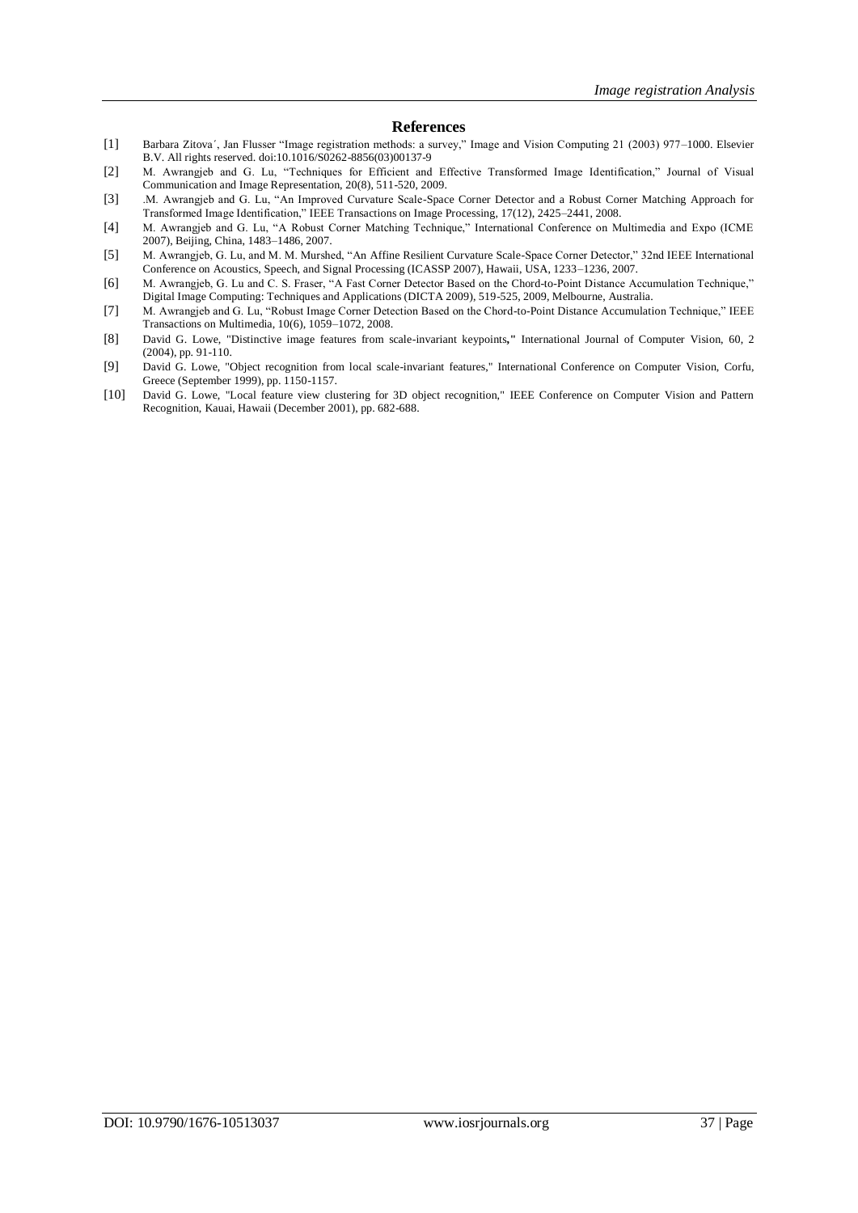## References

[1] Barbara Zitova´, Jan Flusser "Image registration methods: a survey," Image and Vision Computing 21 (2003) 977–1000. Elsevier B.V. All rights reserved. doi:10.1016/S0262-8856(03)00137-9

[2] M. Awrangjeb and G. Lu, "Techniques for Efficient and Effective Transformed Image Identification," Journal of Visual Communication and Image Representation, 20(8), 511-520, 2009.

[3] .M. Awrangjeb and G. Lu, "An Improved Curvature Scale-Space Corner Detector and a Robust Corner Matching Approach for Transformed Image Identification," IEEE Transactions on Image Processing, 17(12), 2425–2441, 2008.

[4] M. Awrangjeb and G. Lu, "A Robust Corner Matching Technique," International Conference on Multimedia and Expo (ICME 2007), Beijing, China, 1483–1486, 2007.

[5] M. Awrangjeb, G. Lu, and M. M. Murshed, "An Affine Resilient Curvature Scale-Space Corner Detector," 32nd IEEE International Conference on Acoustics, Speech, and Signal Processing (ICASSP 2007), Hawaii, USA, 1233–1236, 2007.

[6] M. Awrangjeb, G. Lu and C. S. Fraser, "A Fast Corner Detector Based on the Chord-to-Point Distance Accumulation Technique," Digital Image Computing: Techniques and Applications (DICTA 2009), 519-525, 2009, Melbourne, Australia.

[7] M. Awrangjeb and G. Lu, "Robust Image Corner Detection Based on the Chord-to-Point Distance Accumulation Technique," IEEE Transactions on Multimedia, 10(6), 1059–1072, 2008.

[8] David G. Lowe, "Distinctive image features from scale-invariant keypoints**,"** International Journal of Computer Vision, 60, 2 (2004), pp. 91-110.

[9] David G. Lowe, "Object recognition from local scale-invariant features," International Conference on Computer Vision, Corfu, Greece (September 1999), pp. 1150-1157.

[10] David G. Lowe, "Local feature view clustering for 3D object recognition," IEEE Conference on Computer Vision and Pattern Recognition, Kauai, Hawaii (December 2001), pp. 682-688.